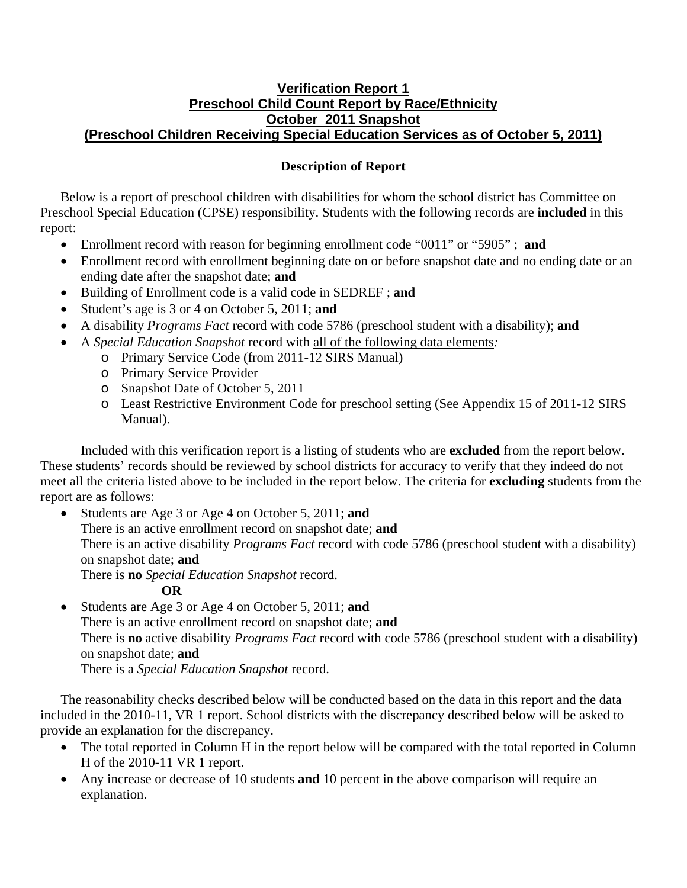# Verification Report 1
# Preschool Child Count Report by Race/Ethnicity
# October 2011 Snapshot
# (Preschool Children Receiving Special Education Services as of October 5, 2011)

## Description of Report

Below is a report of preschool children with disabilities for whom the school district has Committee on Preschool Special Education (CPSE) responsibility. Students with the following records are **included** in this report:

- Enrollment record with reason for beginning enrollment code "0011" or "5905" ; **and**
- Enrollment record with enrollment beginning date on or before snapshot date and no ending date or an ending date after the snapshot date; **and**
- Building of Enrollment code is a valid code in SEDREF ; **and**
- Student's age is 3 or 4 on October 5, 2011; **and**
- A disability *Programs Fact* record with code 5786 (preschool student with a disability); **and**
- A *Special Education Snapshot* record with <u>all of the following data elements</u>*:*
  - Primary Service Code (from 2011-12 SIRS Manual)
  - Primary Service Provider
  - Snapshot Date of October 5, 2011
  - Least Restrictive Environment Code for preschool setting (See Appendix 15 of 2011-12 SIRS Manual).

Included with this verification report is a listing of students who are **excluded** from the report below. These students' records should be reviewed by school districts for accuracy to verify that they indeed do not meet all the criteria listed above to be included in the report below. The criteria for **excluding** students from the report are as follows:

- Students are Age 3 or Age 4 on October 5, 2011; **and**
  There is an active enrollment record on snapshot date; **and**
  There is an active disability *Programs Fact* record with code 5786 (preschool student with a disability) on snapshot date; **and**
  There is **no** *Special Education Snapshot* record.

  **OR**

- Students are Age 3 or Age 4 on October 5, 2011; **and**
  There is an active enrollment record on snapshot date; **and**
  There is **no** active disability *Programs Fact* record with code 5786 (preschool student with a disability) on snapshot date; **and**
  There is a *Special Education Snapshot* record.

The reasonability checks described below will be conducted based on the data in this report and the data included in the 2010-11, VR 1 report. School districts with the discrepancy described below will be asked to provide an explanation for the discrepancy.

- The total reported in Column H in the report below will be compared with the total reported in Column H of the 2010-11 VR 1 report.
- Any increase or decrease of 10 students **and** 10 percent in the above comparison will require an explanation.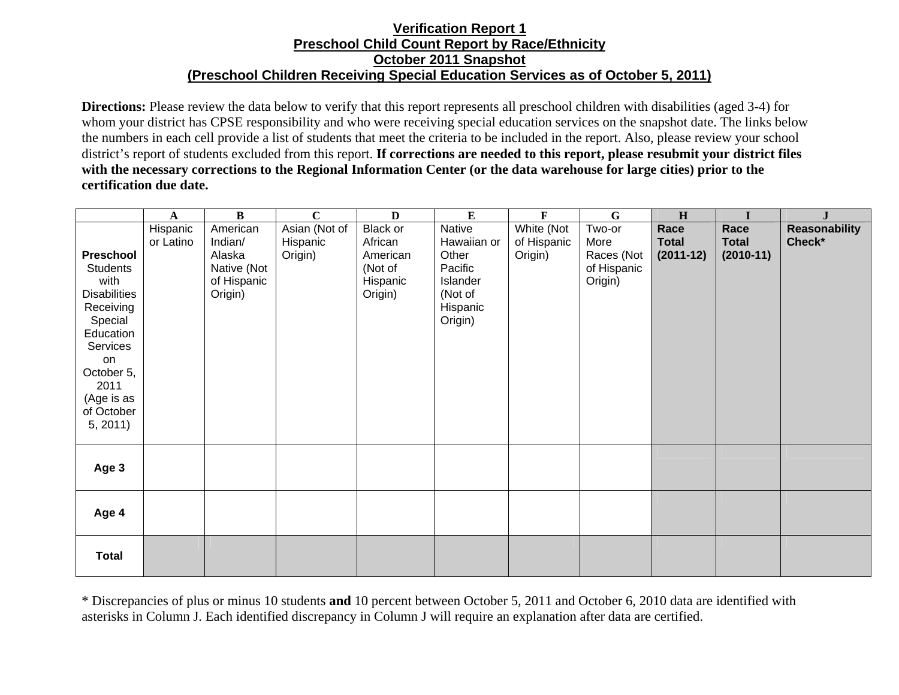**Verification Report 1**
**Preschool Child Count Report by Race/Ethnicity**
**October 2011 Snapshot**
**(Preschool Children Receiving Special Education Services as of October 5, 2011)**

**Directions:** Please review the data below to verify that this report represents all preschool children with disabilities (aged 3-4) for whom your district has CPSE responsibility and who were receiving special education services on the snapshot date. The links below the numbers in each cell provide a list of students that meet the criteria to be included in the report. Also, please review your school district's report of students excluded from this report. **If corrections are needed to this report, please resubmit your district files with the necessary corrections to the Regional Information Center (or the data warehouse for large cities) prior to the certification due date.**

| | A | B | C | D | E | F | G | H | I | J |
|---|---|---|---|---|---|---|---|---|---|---|
| **Preschool** Students with Disabilities Receiving Special Education Services on October 5, 2011 (Age is as of October 5, 2011) | Hispanic or Latino | American Indian/ Alaska Native (Not of Hispanic Origin) | Asian (Not of Hispanic Origin) | Black or African American (Not of Hispanic Origin) | Native Hawaiian or Other Pacific Islander (Not of Hispanic Origin) | White (Not of Hispanic Origin) | Two-or More Races (Not of Hispanic Origin) | **Race Total (2011-12)** | **Race Total (2010-11)** | **Reasonability Check*** |
| **Age 3** | | | | | | | | | | |
| **Age 4** | | | | | | | | | | |
| **Total** | | | | | | | | | | |

* Discrepancies of plus or minus 10 students **and** 10 percent between October 5, 2011 and October 6, 2010 data are identified with asterisks in Column J. Each identified discrepancy in Column J will require an explanation after data are certified.